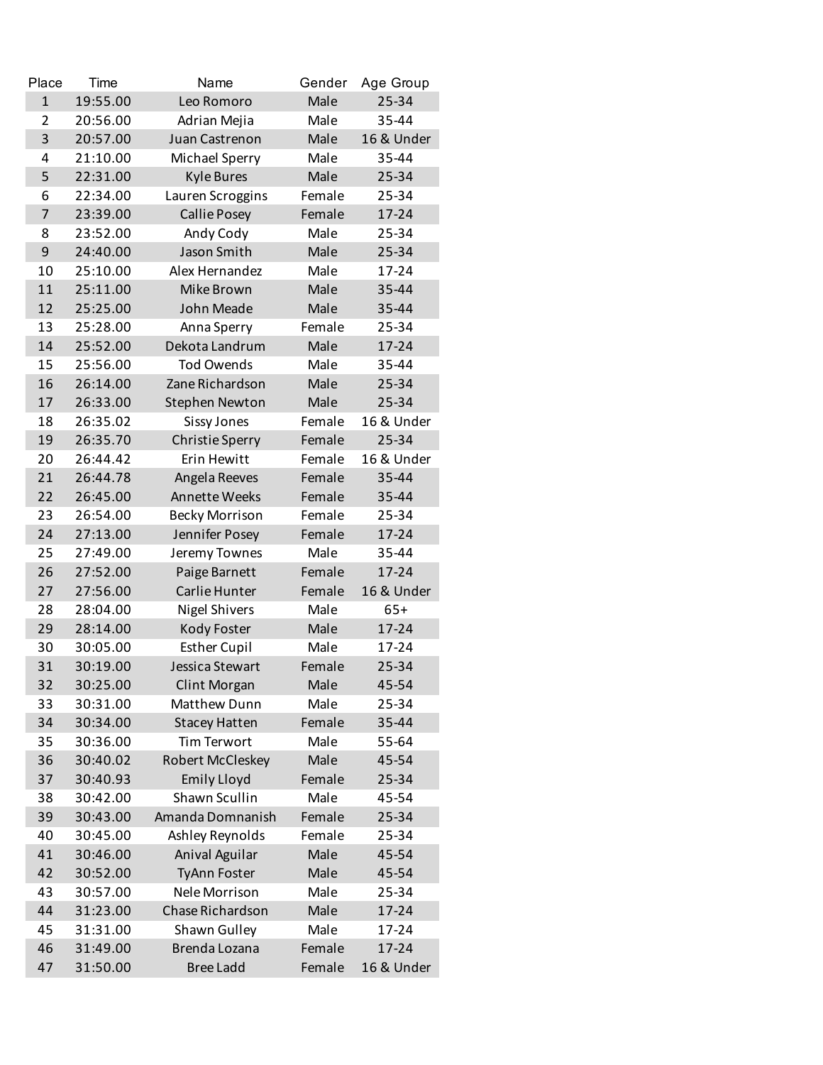| Place | Time | Name | Gender | Age Group |
|---|---|---|---|---|
| 1 | 19:55.00 | Leo Romoro | Male | 25-34 |
| 2 | 20:56.00 | Adrian Mejia | Male | 35-44 |
| 3 | 20:57.00 | Juan Castrenon | Male | 16 & Under |
| 4 | 21:10.00 | Michael Sperry | Male | 35-44 |
| 5 | 22:31.00 | Kyle Bures | Male | 25-34 |
| 6 | 22:34.00 | Lauren Scroggins | Female | 25-34 |
| 7 | 23:39.00 | Callie Posey | Female | 17-24 |
| 8 | 23:52.00 | Andy Cody | Male | 25-34 |
| 9 | 24:40.00 | Jason Smith | Male | 25-34 |
| 10 | 25:10.00 | Alex Hernandez | Male | 17-24 |
| 11 | 25:11.00 | Mike Brown | Male | 35-44 |
| 12 | 25:25.00 | John Meade | Male | 35-44 |
| 13 | 25:28.00 | Anna Sperry | Female | 25-34 |
| 14 | 25:52.00 | Dekota Landrum | Male | 17-24 |
| 15 | 25:56.00 | Tod Owends | Male | 35-44 |
| 16 | 26:14.00 | Zane Richardson | Male | 25-34 |
| 17 | 26:33.00 | Stephen Newton | Male | 25-34 |
| 18 | 26:35.02 | Sissy Jones | Female | 16 & Under |
| 19 | 26:35.70 | Christie Sperry | Female | 25-34 |
| 20 | 26:44.42 | Erin Hewitt | Female | 16 & Under |
| 21 | 26:44.78 | Angela Reeves | Female | 35-44 |
| 22 | 26:45.00 | Annette Weeks | Female | 35-44 |
| 23 | 26:54.00 | Becky Morrison | Female | 25-34 |
| 24 | 27:13.00 | Jennifer Posey | Female | 17-24 |
| 25 | 27:49.00 | Jeremy Townes | Male | 35-44 |
| 26 | 27:52.00 | Paige Barnett | Female | 17-24 |
| 27 | 27:56.00 | Carlie Hunter | Female | 16 & Under |
| 28 | 28:04.00 | Nigel Shivers | Male | 65+ |
| 29 | 28:14.00 | Kody Foster | Male | 17-24 |
| 30 | 30:05.00 | Esther Cupil | Male | 17-24 |
| 31 | 30:19.00 | Jessica Stewart | Female | 25-34 |
| 32 | 30:25.00 | Clint Morgan | Male | 45-54 |
| 33 | 30:31.00 | Matthew Dunn | Male | 25-34 |
| 34 | 30:34.00 | Stacey Hatten | Female | 35-44 |
| 35 | 30:36.00 | Tim Terwort | Male | 55-64 |
| 36 | 30:40.02 | Robert McCleskey | Male | 45-54 |
| 37 | 30:40.93 | Emily Lloyd | Female | 25-34 |
| 38 | 30:42.00 | Shawn Scullin | Male | 45-54 |
| 39 | 30:43.00 | Amanda Domnanish | Female | 25-34 |
| 40 | 30:45.00 | Ashley Reynolds | Female | 25-34 |
| 41 | 30:46.00 | Anival Aguilar | Male | 45-54 |
| 42 | 30:52.00 | TyAnn Foster | Male | 45-54 |
| 43 | 30:57.00 | Nele Morrison | Male | 25-34 |
| 44 | 31:23.00 | Chase Richardson | Male | 17-24 |
| 45 | 31:31.00 | Shawn Gulley | Male | 17-24 |
| 46 | 31:49.00 | Brenda Lozana | Female | 17-24 |
| 47 | 31:50.00 | Bree Ladd | Female | 16 & Under |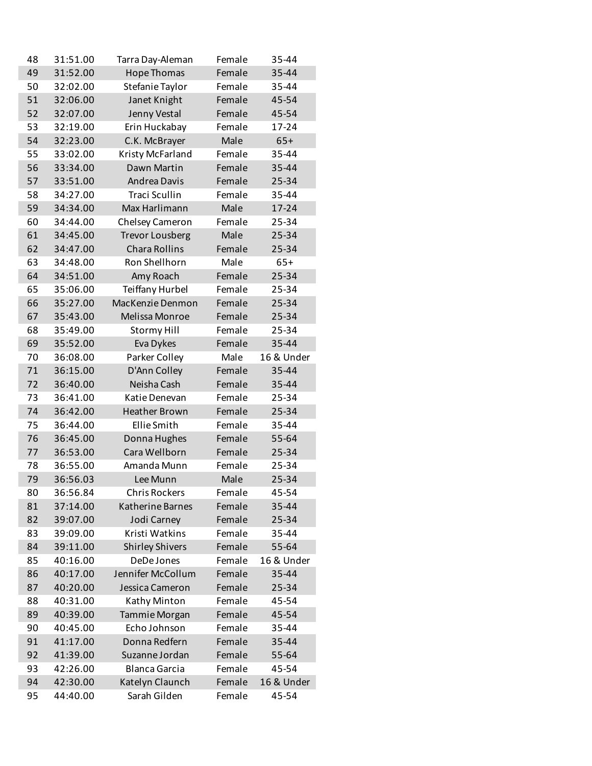| | | | | |
|---|---|---|---|---|
| 48 | 31:51.00 | Tarra Day-Aleman | Female | 35-44 |
| 49 | 31:52.00 | Hope Thomas | Female | 35-44 |
| 50 | 32:02.00 | Stefanie Taylor | Female | 35-44 |
| 51 | 32:06.00 | Janet Knight | Female | 45-54 |
| 52 | 32:07.00 | Jenny Vestal | Female | 45-54 |
| 53 | 32:19.00 | Erin Huckabay | Female | 17-24 |
| 54 | 32:23.00 | C.K. McBrayer | Male | 65+ |
| 55 | 33:02.00 | Kristy McFarland | Female | 35-44 |
| 56 | 33:34.00 | Dawn Martin | Female | 35-44 |
| 57 | 33:51.00 | Andrea Davis | Female | 25-34 |
| 58 | 34:27.00 | Traci Scullin | Female | 35-44 |
| 59 | 34:34.00 | Max Harlimann | Male | 17-24 |
| 60 | 34:44.00 | Chelsey Cameron | Female | 25-34 |
| 61 | 34:45.00 | Trevor Lousberg | Male | 25-34 |
| 62 | 34:47.00 | Chara Rollins | Female | 25-34 |
| 63 | 34:48.00 | Ron Shellhorn | Male | 65+ |
| 64 | 34:51.00 | Amy Roach | Female | 25-34 |
| 65 | 35:06.00 | Teiffany Hurbel | Female | 25-34 |
| 66 | 35:27.00 | MacKenzie Denmon | Female | 25-34 |
| 67 | 35:43.00 | Melissa Monroe | Female | 25-34 |
| 68 | 35:49.00 | Stormy Hill | Female | 25-34 |
| 69 | 35:52.00 | Eva Dykes | Female | 35-44 |
| 70 | 36:08.00 | Parker Colley | Male | 16 & Under |
| 71 | 36:15.00 | D'Ann Colley | Female | 35-44 |
| 72 | 36:40.00 | Neisha Cash | Female | 35-44 |
| 73 | 36:41.00 | Katie Denevan | Female | 25-34 |
| 74 | 36:42.00 | Heather Brown | Female | 25-34 |
| 75 | 36:44.00 | Ellie Smith | Female | 35-44 |
| 76 | 36:45.00 | Donna Hughes | Female | 55-64 |
| 77 | 36:53.00 | Cara Wellborn | Female | 25-34 |
| 78 | 36:55.00 | Amanda Munn | Female | 25-34 |
| 79 | 36:56.03 | Lee Munn | Male | 25-34 |
| 80 | 36:56.84 | Chris Rockers | Female | 45-54 |
| 81 | 37:14.00 | Katherine Barnes | Female | 35-44 |
| 82 | 39:07.00 | Jodi Carney | Female | 25-34 |
| 83 | 39:09.00 | Kristi Watkins | Female | 35-44 |
| 84 | 39:11.00 | Shirley Shivers | Female | 55-64 |
| 85 | 40:16.00 | DeDe Jones | Female | 16 & Under |
| 86 | 40:17.00 | Jennifer McCollum | Female | 35-44 |
| 87 | 40:20.00 | Jessica Cameron | Female | 25-34 |
| 88 | 40:31.00 | Kathy Minton | Female | 45-54 |
| 89 | 40:39.00 | Tammie Morgan | Female | 45-54 |
| 90 | 40:45.00 | Echo Johnson | Female | 35-44 |
| 91 | 41:17.00 | Donna Redfern | Female | 35-44 |
| 92 | 41:39.00 | Suzanne Jordan | Female | 55-64 |
| 93 | 42:26.00 | Blanca Garcia | Female | 45-54 |
| 94 | 42:30.00 | Katelyn Claunch | Female | 16 & Under |
| 95 | 44:40.00 | Sarah Gilden | Female | 45-54 |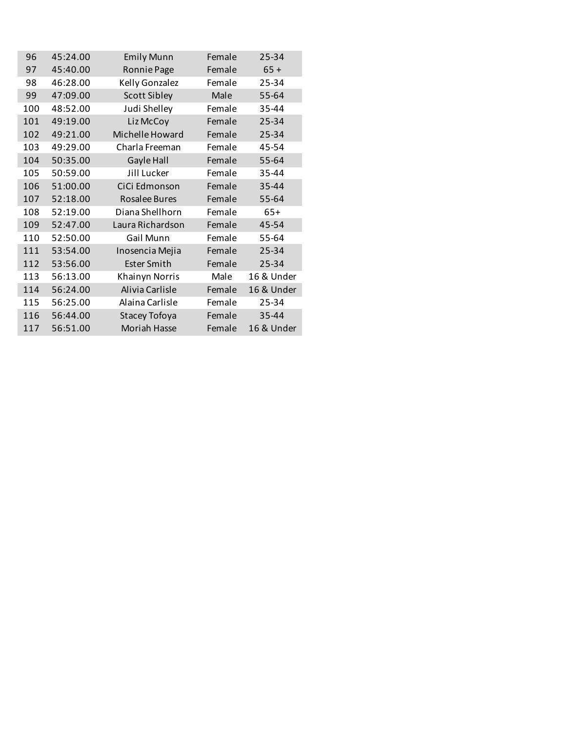| | | | | |
|---|---|---|---|---|
| 96 | 45:24.00 | Emily Munn | Female | 25-34 |
| 97 | 45:40.00 | Ronnie Page | Female | 65 + |
| 98 | 46:28.00 | Kelly Gonzalez | Female | 25-34 |
| 99 | 47:09.00 | Scott Sibley | Male | 55-64 |
| 100 | 48:52.00 | Judi Shelley | Female | 35-44 |
| 101 | 49:19.00 | Liz McCoy | Female | 25-34 |
| 102 | 49:21.00 | Michelle Howard | Female | 25-34 |
| 103 | 49:29.00 | Charla Freeman | Female | 45-54 |
| 104 | 50:35.00 | Gayle Hall | Female | 55-64 |
| 105 | 50:59.00 | Jill Lucker | Female | 35-44 |
| 106 | 51:00.00 | CiCi Edmonson | Female | 35-44 |
| 107 | 52:18.00 | Rosalee Bures | Female | 55-64 |
| 108 | 52:19.00 | Diana Shellhorn | Female | 65+ |
| 109 | 52:47.00 | Laura Richardson | Female | 45-54 |
| 110 | 52:50.00 | Gail Munn | Female | 55-64 |
| 111 | 53:54.00 | Inosencia Mejia | Female | 25-34 |
| 112 | 53:56.00 | Ester Smith | Female | 25-34 |
| 113 | 56:13.00 | Khainyn Norris | Male | 16 & Under |
| 114 | 56:24.00 | Alivia Carlisle | Female | 16 & Under |
| 115 | 56:25.00 | Alaina Carlisle | Female | 25-34 |
| 116 | 56:44.00 | Stacey Tofoya | Female | 35-44 |
| 117 | 56:51.00 | Moriah Hasse | Female | 16 & Under |